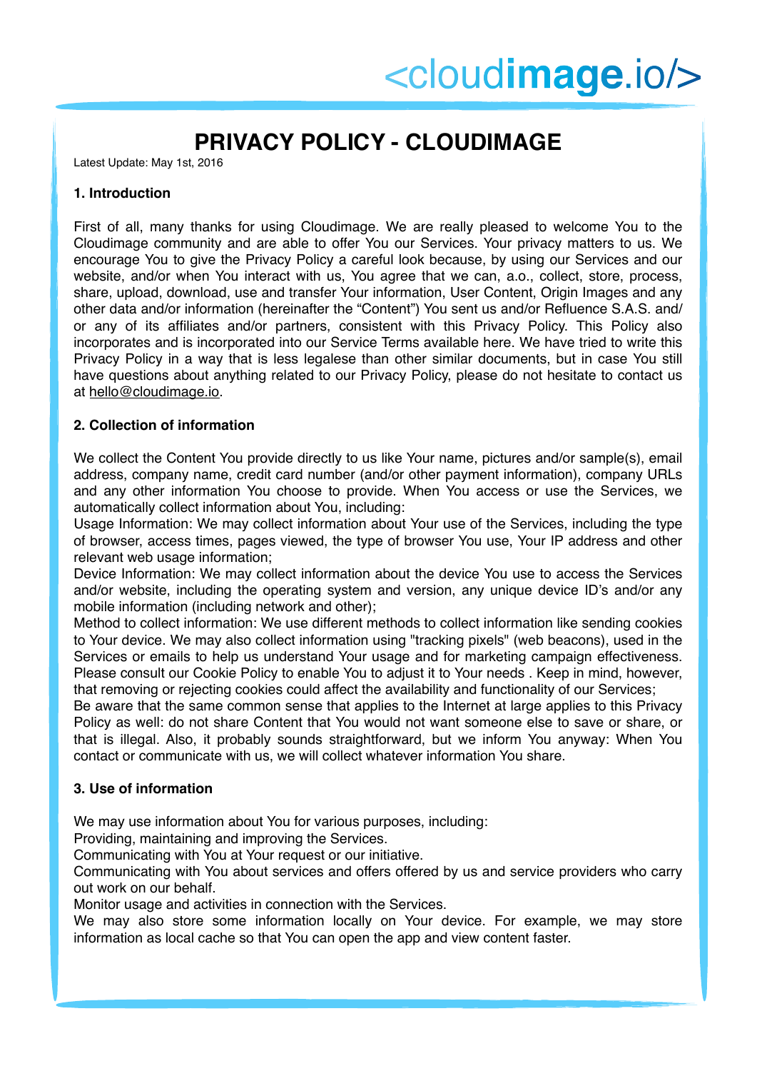# PRIVACY POLICY - CLOUDIMAGE

Latest Update: May 1st, 2016

## 1. Introduction

First of all, many thanks for using Cloudimage. We are really pleased to welcome You to the Cloudimage community and are able to offer You our Services. Your privacy matters to us. We encourage You to give the Privacy Policy a careful look because, by using our Services and our website, and/or when You interact with us, You agree that we can, a.o., collect, store, process, share, upload, download, use and transfer Your information, User Content, Origin Images and any other data and/or information (hereinafter the "Content") You sent us and/or Refluence S.A.S. and/or any of its affiliates and/or partners, consistent with this Privacy Policy. This Policy also incorporates and is incorporated into our Service Terms available here. We have tried to write this Privacy Policy in a way that is less legalese than other similar documents, but in case You still have questions about anything related to our Privacy Policy, please do not hesitate to contact us at hello@cloudimage.io.

## 2. Collection of information

We collect the Content You provide directly to us like Your name, pictures and/or sample(s), email address, company name, credit card number (and/or other payment information), company URLs and any other information You choose to provide. When You access or use the Services, we automatically collect information about You, including:

Usage Information: We may collect information about Your use of the Services, including the type of browser, access times, pages viewed, the type of browser You use, Your IP address and other relevant web usage information;

Device Information: We may collect information about the device You use to access the Services and/or website, including the operating system and version, any unique device ID's and/or any mobile information (including network and other);

Method to collect information: We use different methods to collect information like sending cookies to Your device. We may also collect information using "tracking pixels" (web beacons), used in the Services or emails to help us understand Your usage and for marketing campaign effectiveness. Please consult our Cookie Policy to enable You to adjust it to Your needs . Keep in mind, however, that removing or rejecting cookies could affect the availability and functionality of our Services;

Be aware that the same common sense that applies to the Internet at large applies to this Privacy Policy as well: do not share Content that You would not want someone else to save or share, or that is illegal. Also, it probably sounds straightforward, but we inform You anyway: When You contact or communicate with us, we will collect whatever information You share.

## 3. Use of information

We may use information about You for various purposes, including:

Providing, maintaining and improving the Services.

Communicating with You at Your request or our initiative.

Communicating with You about services and offers offered by us and service providers who carry out work on our behalf.

Monitor usage and activities in connection with the Services.

We may also store some information locally on Your device. For example, we may store information as local cache so that You can open the app and view content faster.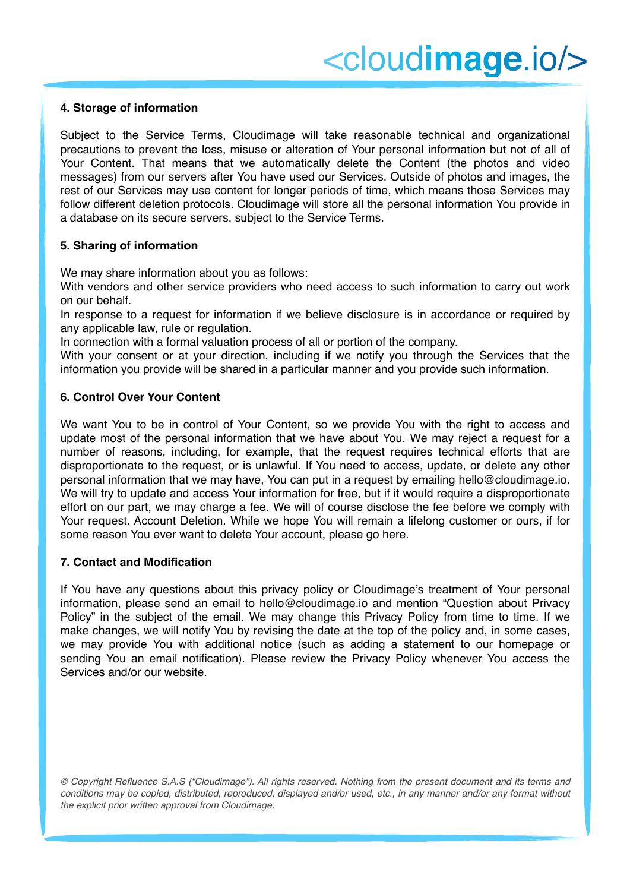### 4. Storage of information

Subject to the Service Terms, Cloudimage will take reasonable technical and organizational precautions to prevent the loss, misuse or alteration of Your personal information but not of all of Your Content. That means that we automatically delete the Content (the photos and video messages) from our servers after You have used our Services. Outside of photos and images, the rest of our Services may use content for longer periods of time, which means those Services may follow different deletion protocols. Cloudimage will store all the personal information You provide in a database on its secure servers, subject to the Service Terms.

### 5. Sharing of information

We may share information about you as follows:
With vendors and other service providers who need access to such information to carry out work on our behalf.
In response to a request for information if we believe disclosure is in accordance or required by any applicable law, rule or regulation.
In connection with a formal valuation process of all or portion of the company.
With your consent or at your direction, including if we notify you through the Services that the information you provide will be shared in a particular manner and you provide such information.

### 6. Control Over Your Content

We want You to be in control of Your Content, so we provide You with the right to access and update most of the personal information that we have about You. We may reject a request for a number of reasons, including, for example, that the request requires technical efforts that are disproportionate to the request, or is unlawful. If You need to access, update, or delete any other personal information that we may have, You can put in a request by emailing hello@cloudimage.io. We will try to update and access Your information for free, but if it would require a disproportionate effort on our part, we may charge a fee. We will of course disclose the fee before we comply with Your request. Account Deletion. While we hope You will remain a lifelong customer or ours, if for some reason You ever want to delete Your account, please go here.

### 7. Contact and Modification

If You have any questions about this privacy policy or Cloudimage's treatment of Your personal information, please send an email to hello@cloudimage.io and mention "Question about Privacy Policy" in the subject of the email. We may change this Privacy Policy from time to time. If we make changes, we will notify You by revising the date at the top of the policy and, in some cases, we may provide You with additional notice (such as adding a statement to our homepage or sending You an email notification). Please review the Privacy Policy whenever You access the Services and/or our website.

*© Copyright Refluence S.A.S ("Cloudimage"). All rights reserved. Nothing from the present document and its terms and conditions may be copied, distributed, reproduced, displayed and/or used, etc., in any manner and/or any format without the explicit prior written approval from Cloudimage.*